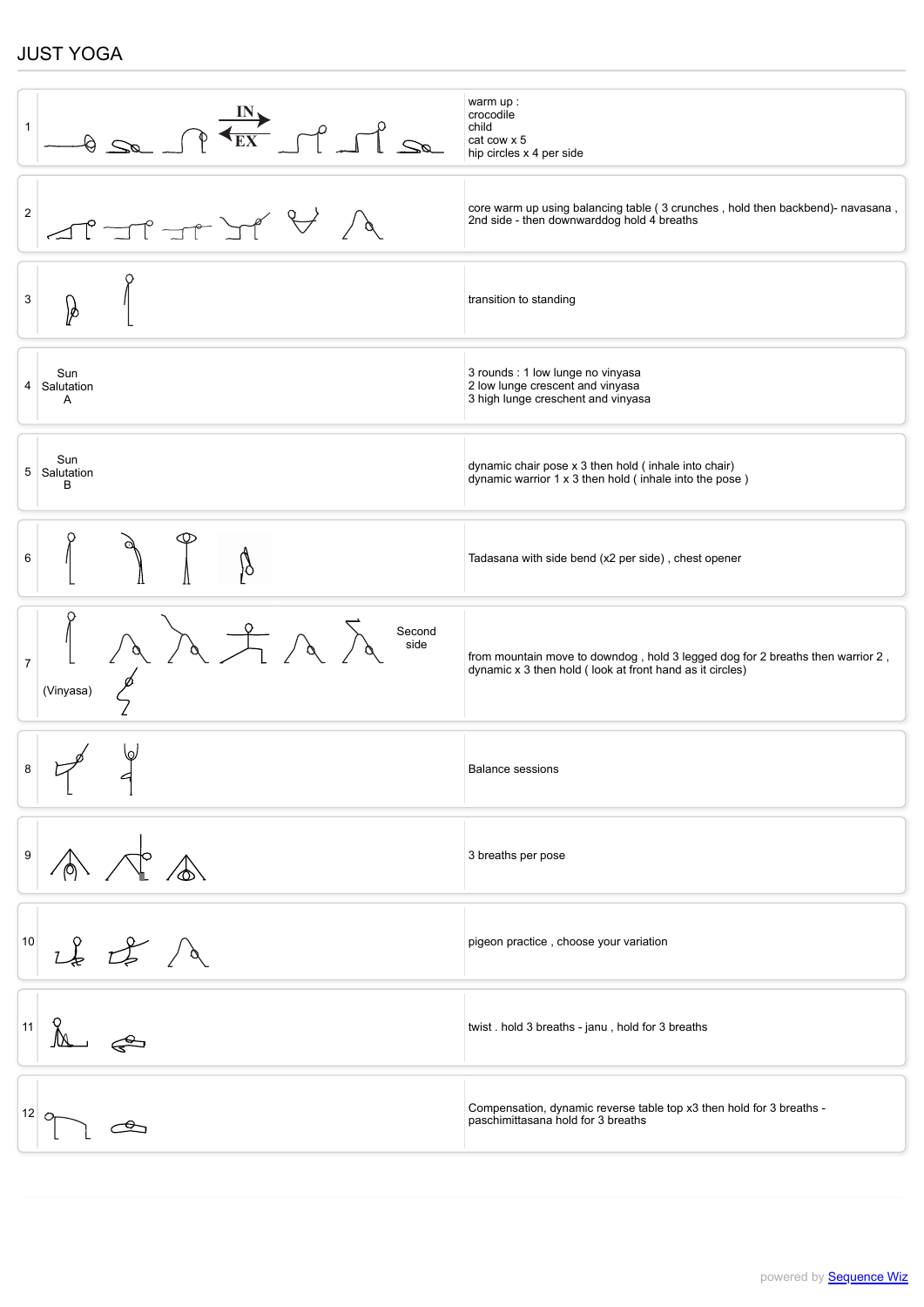# JUST YOGA

| | | |
|---|---|---|
| 1 | IN EX | warm up : crocodile child cat cow x 5 hip circles x 4 per side |
| 2 | | core warm up using balancing table ( 3 crunches , hold then backbend)- navasana , 2nd side - then downwarddog hold 4 breaths |
| 3 | | transition to standing |
| 4 | Sun Salutation A | 3 rounds : 1 low lunge no vinyasa<br>2 low lunge crescent and vinyasa<br>3 high lunge creschent and vinyasa |
| 5 | Sun Salutation B | dynamic chair pose x 3 then hold ( inhale into chair)<br>dynamic warrior 1 x 3 then hold ( inhale into the pose ) |
| 6 | | Tadasana with side bend (x2 per side) , chest opener |
| 7 | Second side (Vinyasa) | from mountain move to downdog , hold 3 legged dog for 2 breaths then warrior 2 , dynamic x 3 then hold ( look at front hand as it circles) |
| 8 | | Balance sessions |
| 9 | | 3 breaths per pose |
| 10 | | pigeon practice , choose your variation |
| 11 | | twist . hold 3 breaths - janu , hold for 3 breaths |
| 12 | | Compensation, dynamic reverse table top x3 then hold for 3 breaths - paschimittasana hold for 3 breaths |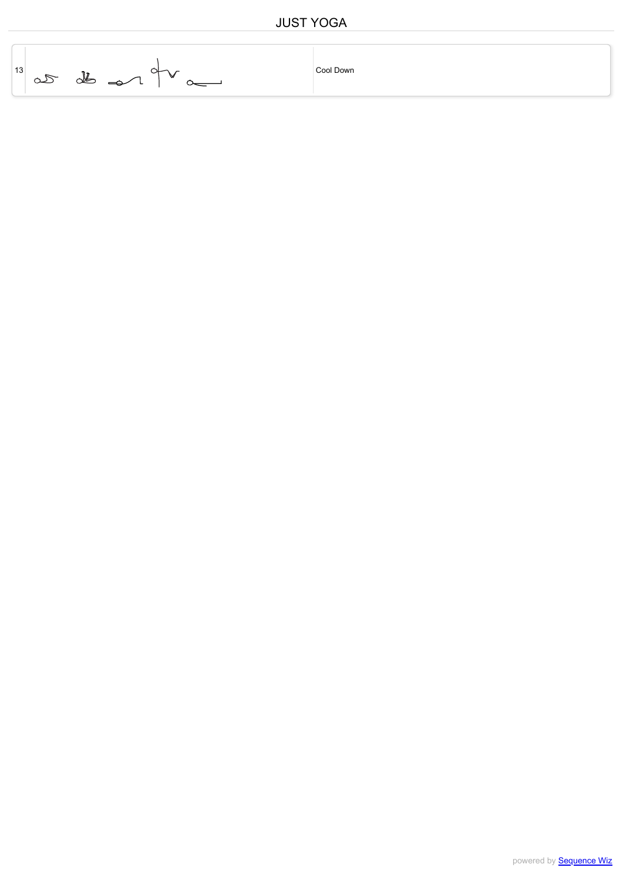| | | |
|---|---|---|
| 13 | | Cool Down |